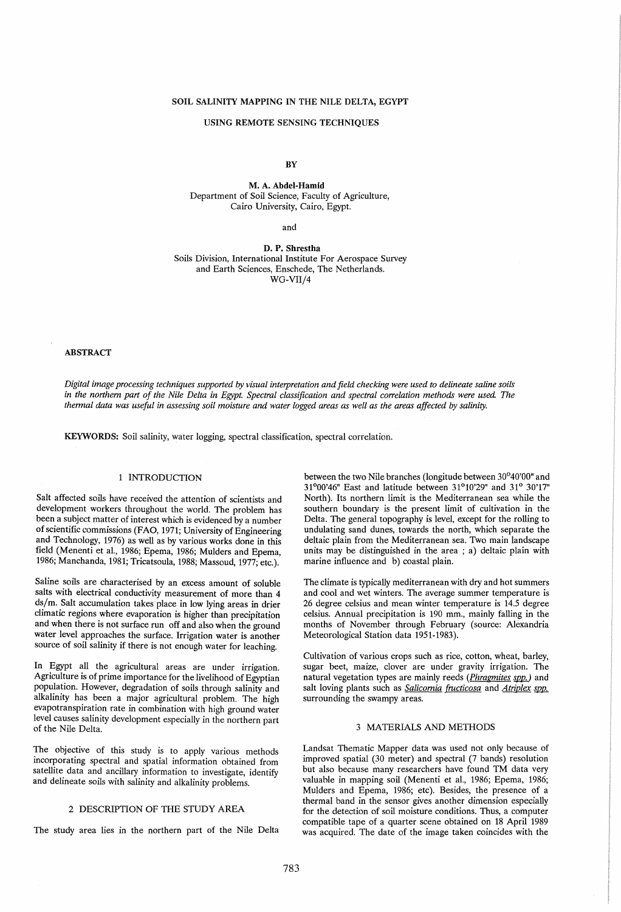# SOIL SALINITY MAPPING IN THE NILE DELTA, EGYPT

# USING REMOTE SENSING TECHNIQUES

BY

**M. A. Abdel-Hamid**
Department of Soil Science, Faculty of Agriculture,
Cairo University, Cairo, Egypt.

and

**D. P. Shrestha**
Soils Division, International Institute For Aerospace Survey
and Earth Sciences, Enschede, The Netherlands.
WG-VII/4

## ABSTRACT

*Digital image processing techniques supported by visual interpretation and field checking were used to delineate saline soils in the northern part of the Nile Delta in Egypt. Spectral classification and spectral correlation methods were used. The thermal data was useful in assessing soil moisture and water logged areas as well as the areas affected by salinity.*

**KEYWORDS:** Soil salinity, water logging, spectral classification, spectral correlation.

## 1 INTRODUCTION

Salt affected soils have received the attention of scientists and development workers throughout the world. The problem has been a subject matter of interest which is evidenced by a number of scientific commissions (FAO, 1971; University of Engineering and Technology, 1976) as well as by various works done in this field (Menenti et al., 1986; Epema, 1986; Mulders and Epema, 1986; Manchanda, 1981; Tricatsoula, 1988; Massoud, 1977; etc.).

Saline soils are characterised by an excess amount of soluble salts with electrical conductivity measurement of more than 4 ds/m. Salt accumulation takes place in low lying areas in drier climatic regions where evaporation is higher than precipitation and when there is not surface run off and also when the ground water level approaches the surface. Irrigation water is another source of soil salinity if there is not enough water for leaching.

In Egypt all the agricultural areas are under irrigation. Agriculture is of prime importance for the livelihood of Egyptian population. However, degradation of soils through salinity and alkalinity has been a major agricultural problem. The high evapotranspiration rate in combination with high ground water level causes salinity development especially in the northern part of the Nile Delta.

The objective of this study is to apply various methods incorporating spectral and spatial information obtained from satellite data and ancillary information to investigate, identify and delineate soils with salinity and alkalinity problems.

## 2 DESCRIPTION OF THE STUDY AREA

The study area lies in the northern part of the Nile Delta between the two Nile branches (longitude between 30°40'00" and 31°00'46" East and latitude between 31°10'29" and 31° 30'17" North). Its northern limit is the Mediterranean sea while the southern boundary is the present limit of cultivation in the Delta. The general topography is level, except for the rolling to undulating sand dunes, towards the north, which separate the deltaic plain from the Mediterranean sea. Two main landscape units may be distinguished in the area ; a) deltaic plain with marine influence and b) coastal plain.

The climate is typically mediterranean with dry and hot summers and cool and wet winters. The average summer temperature is 26 degree celsius and mean winter temperature is 14.5 degree celsius. Annual precipitation is 190 mm., mainly falling in the months of November through February (source: Alexandria Meteorological Station data 1951-1983).

Cultivation of various crops such as rice, cotton, wheat, barley, sugar beet, maize, clover are under gravity irrigation. The natural vegetation types are mainly reeds (*Phragmites spp.*) and salt loving plants such as *Salicornia fructicosa* and *Atriplex spp.* surrounding the swampy areas.

## 3 MATERIALS AND METHODS

Landsat Thematic Mapper data was used not only because of improved spatial (30 meter) and spectral (7 bands) resolution but also because many researchers have found TM data very valuable in mapping soil (Menenti et al., 1986; Epema, 1986; Mulders and Epema, 1986; etc). Besides, the presence of a thermal band in the sensor gives another dimension especially for the detection of soil moisture conditions. Thus, a computer compatible tape of a quarter scene obtained on 18 April 1989 was acquired. The date of the image taken coincides with the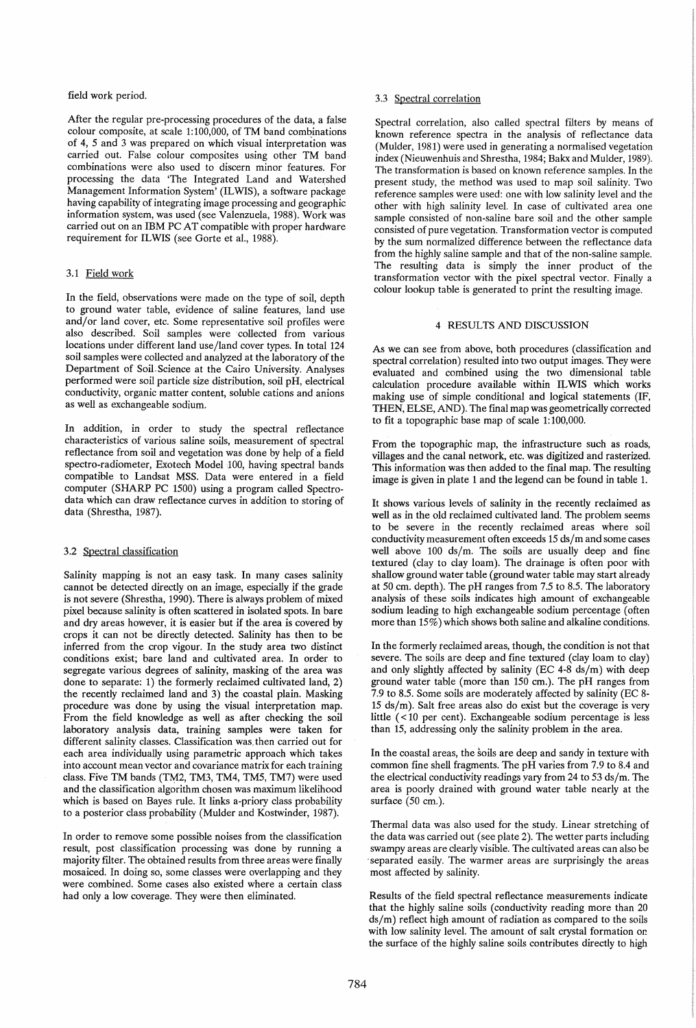field work period.

After the regular pre-processing procedures of the data, a false colour composite, at scale 1:100,000, of TM band combinations of 4, 5 and 3 was prepared on which visual interpretation was carried out. False colour composites using other TM band combinations were also used to discern minor features. For processing the data 'The Integrated Land and Watershed Management Information System' (ILWIS), a software package having capability of integrating image processing and geographic information system, was used (see Valenzuela, 1988). Work was carried out on an IBM PC AT compatible with proper hardware requirement for ILWIS (see Gorte et al., 1988).

### 3.1 Field work

In the field, observations were made on the type of soil, depth to ground water table, evidence of saline features, land use and/or land cover, etc. Some representative soil profiles were also described. Soil samples were collected from various locations under different land use/land cover types. In total 124 soil samples were collected and analyzed at the laboratory of the Department of Soil Science at the Cairo University. Analyses performed were soil particle size distribution, soil pH, electrical conductivity, organic matter content, soluble cations and anions as well as exchangeable sodium.

In addition, in order to study the spectral reflectance characteristics of various saline soils, measurement of spectral reflectance from soil and vegetation was done by help of a field spectro-radiometer, Exotech Model 100, having spectral bands compatible to Landsat MSS. Data were entered in a field computer (SHARP PC 1500) using a program called Spectro-data which can draw reflectance curves in addition to storing of data (Shrestha, 1987).

### 3.2 Spectral classification

Salinity mapping is not an easy task. In many cases salinity cannot be detected directly on an image, especially if the grade is not severe (Shrestha, 1990). There is always problem of mixed pixel because salinity is often scattered in isolated spots. In bare and dry areas however, it is easier but if the area is covered by crops it can not be directly detected. Salinity has then to be inferred from the crop vigour. In the study area two distinct conditions exist; bare land and cultivated area. In order to segregate various degrees of salinity, masking of the area was done to separate: 1) the formerly reclaimed cultivated land, 2) the recently reclaimed land and 3) the coastal plain. Masking procedure was done by using the visual interpretation map. From the field knowledge as well as after checking the soil laboratory analysis data, training samples were taken for different salinity classes. Classification was then carried out for each area individually using parametric approach which takes into account mean vector and covariance matrix for each training class. Five TM bands (TM2, TM3, TM4, TM5, TM7) were used and the classification algorithm chosen was maximum likelihood which is based on Bayes rule. It links a-priory class probability to a posterior class probability (Mulder and Kostwinder, 1987).

In order to remove some possible noises from the classification result, post classification processing was done by running a majority filter. The obtained results from three areas were finally mosaiced. In doing so, some classes were overlapping and they were combined. Some cases also existed where a certain class had only a low coverage. They were then eliminated.

### 3.3 Spectral correlation

Spectral correlation, also called spectral filters by means of known reference spectra in the analysis of reflectance data (Mulder, 1981) were used in generating a normalised vegetation index (Nieuwenhuis and Shrestha, 1984; Bakx and Mulder, 1989). The transformation is based on known reference samples. In the present study, the method was used to map soil salinity. Two reference samples were used: one with low salinity level and the other with high salinity level. In case of cultivated area one sample consisted of non-saline bare soil and the other sample consisted of pure vegetation. Transformation vector is computed by the sum normalized difference between the reflectance data from the highly saline sample and that of the non-saline sample. The resulting data is simply the inner product of the transformation vector with the pixel spectral vector. Finally a colour lookup table is generated to print the resulting image.

## 4 RESULTS AND DISCUSSION

As we can see from above, both procedures (classification and spectral correlation) resulted into two output images. They were evaluated and combined using the two dimensional table calculation procedure available within ILWIS which works making use of simple conditional and logical statements (IF, THEN, ELSE, AND). The final map was geometrically corrected to fit a topographic base map of scale 1:100,000.

From the topographic map, the infrastructure such as roads, villages and the canal network, etc. was digitized and rasterized. This information was then added to the final map. The resulting image is given in plate 1 and the legend can be found in table 1.

It shows various levels of salinity in the recently reclaimed as well as in the old reclaimed cultivated land. The problem seems to be severe in the recently reclaimed areas where soil conductivity measurement often exceeds 15 ds/m and some cases well above 100 ds/m. The soils are usually deep and fine textured (clay to clay loam). The drainage is often poor with shallow ground water table (ground water table may start already at 50 cm. depth). The pH ranges from 7.5 to 8.5. The laboratory analysis of these soils indicates high amount of exchangeable sodium leading to high exchangeable sodium percentage (often more than 15%) which shows both saline and alkaline conditions.

In the formerly reclaimed areas, though, the condition is not that severe. The soils are deep and fine textured (clay loam to clay) and only slightly affected by salinity (EC 4-8 ds/m) with deep ground water table (more than 150 cm.). The pH ranges from 7.9 to 8.5. Some soils are moderately affected by salinity (EC 8-15 ds/m). Salt free areas also do exist but the coverage is very little (< 10 per cent). Exchangeable sodium percentage is less than 15, addressing only the salinity problem in the area.

In the coastal areas, the soils are deep and sandy in texture with common fine shell fragments. The pH varies from 7.9 to 8.4 and the electrical conductivity readings vary from 24 to 53 ds/m. The area is poorly drained with ground water table nearly at the surface (50 cm.).

Thermal data was also used for the study. Linear stretching of the data was carried out (see plate 2). The wetter parts including swampy areas are clearly visible. The cultivated areas can also be separated easily. The warmer areas are surprisingly the areas most affected by salinity.

Results of the field spectral reflectance measurements indicate that the highly saline soils (conductivity reading more than 20 ds/m) reflect high amount of radiation as compared to the soils with low salinity level. The amount of salt crystal formation on the surface of the highly saline soils contributes directly to high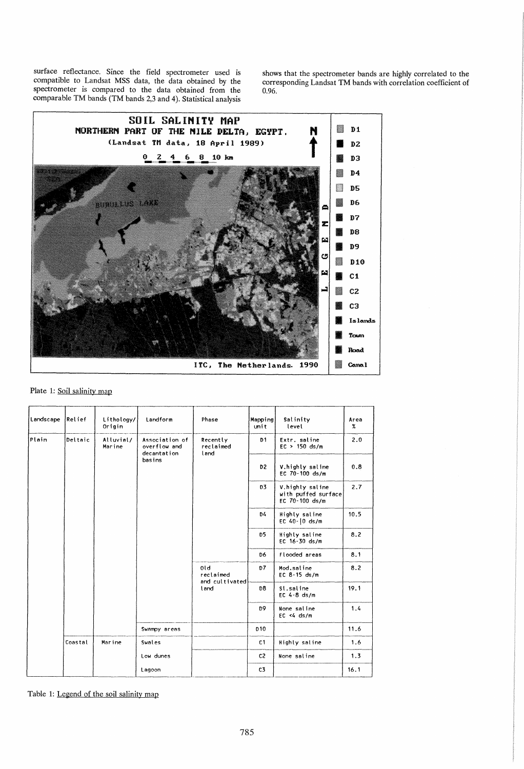surface reflectance. Since the field spectrometer used is compatible to Landsat MSS data, the data obtained by the spectrometer is compared to the data obtained from the comparable TM bands (TM bands 2,3 and 4). Statistical analysis shows that the spectrometer bands are highly correlated to the corresponding Landsat TM bands with correlation coefficient of 0.96.

Plate 1: Soil salinity map

| Landscape | Relief | Lithology/ Origin | Landform | Phase | Mapping unit | Salinity level | Area % |
|---|---|---|---|---|---|---|---|
| Plain | Deltaic | Alluvial/ Marine | Association of overflow and decantation basins | Recently reclaimed land | D1 | Extr. saline EC > 150 ds/m | 2.0 |
| | | | | | D2 | V.highly saline EC 70-100 ds/m | 0.8 |
| | | | | | D3 | V.highly saline with puffed surface EC 70-100 ds/m | 2.7 |
| | | | | | D4 | Highly saline EC 40-\|0 ds/m | 10.5 |
| | | | | | D5 | Highly saline EC 16-30 ds/m | 8.2 |
| | | | | | D6 | Flooded areas | 8.1 |
| | | | | Old reclaimed and cultivated land | D7 | Mod.saline EC 8-15 ds/m | 8.2 |
| | | | | | D8 | Sl.saline EC 4-8 ds/m | 19.1 |
| | | | | | D9 | None saline EC <4 ds/m | 1.4 |
| | | | Swampy areas | | D10 | | 11.6 |
| | Coastal | Marine | Swales | | C1 | Highly saline | 1.6 |
| | | | Low dunes | | C2 | None saline | 1.3 |
| | | | Lagoon | | C3 | | 16.1 |

Table 1: Legend of the soil salinity map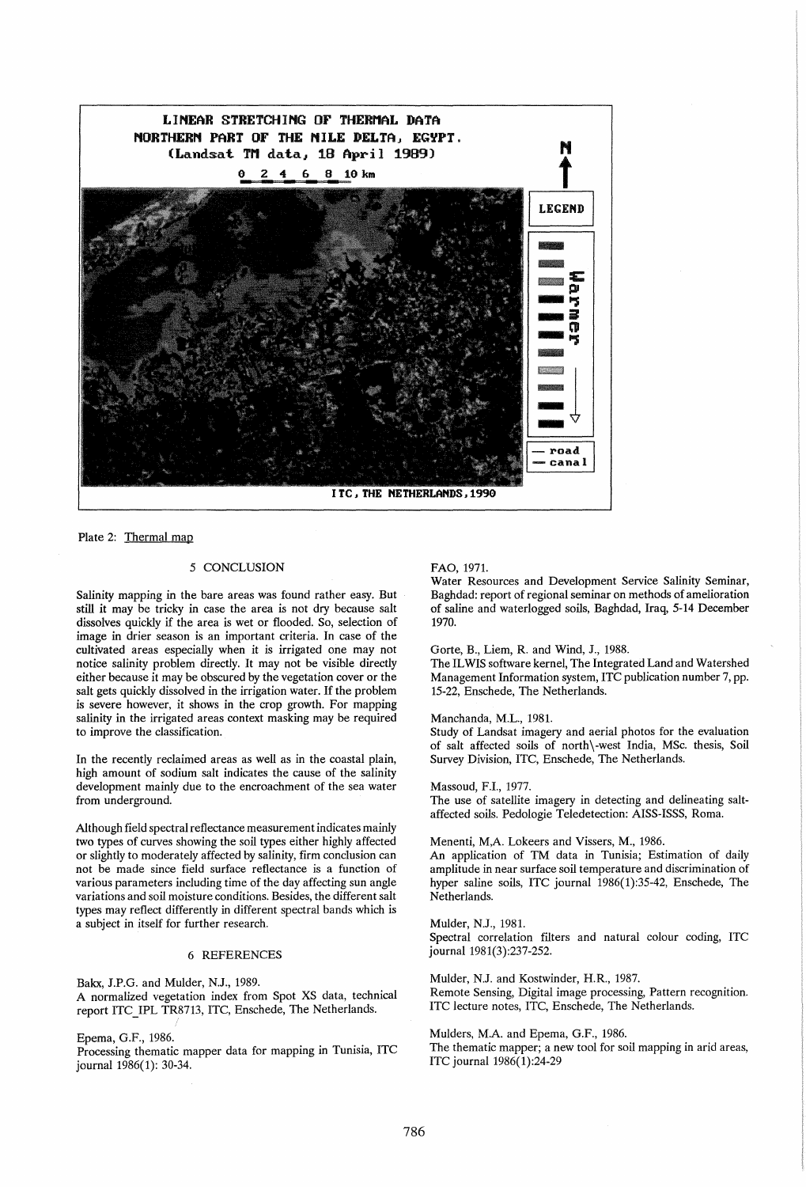Plate 2: Thermal map

## 5 CONCLUSION

Salinity mapping in the bare areas was found rather easy. But still it may be tricky in case the area is not dry because salt dissolves quickly if the area is wet or flooded. So, selection of image in drier season is an important criteria. In case of the cultivated areas especially when it is irrigated one may not notice salinity problem directly. It may not be visible directly either because it may be obscured by the vegetation cover or the salt gets quickly dissolved in the irrigation water. If the problem is severe however, it shows in the crop growth. For mapping salinity in the irrigated areas context masking may be required to improve the classification.

In the recently reclaimed areas as well as in the coastal plain, high amount of sodium salt indicates the cause of the salinity development mainly due to the encroachment of the sea water from underground.

Although field spectral reflectance measurement indicates mainly two types of curves showing the soil types either highly affected or slightly to moderately affected by salinity, firm conclusion can not be made since field surface reflectance is a function of various parameters including time of the day affecting sun angle variations and soil moisture conditions. Besides, the different salt types may reflect differently in different spectral bands which is a subject in itself for further research.

## 6 REFERENCES

Bakx, J.P.G. and Mulder, N.J., 1989.
A normalized vegetation index from Spot XS data, technical report ITC_IPL TR8713, ITC, Enschede, The Netherlands.

Epema, G.F., 1986.
Processing thematic mapper data for mapping in Tunisia, ITC journal 1986(1): 30-34.

FAO, 1971.
Water Resources and Development Service Salinity Seminar, Baghdad: report of regional seminar on methods of amelioration of saline and waterlogged soils, Baghdad, Iraq, 5-14 December 1970.

Gorte, B., Liem, R. and Wind, J., 1988.
The ILWIS software kernel, The Integrated Land and Watershed Management Information system, ITC publication number 7, pp. 15-22, Enschede, The Netherlands.

Manchanda, M.L., 1981.
Study of Landsat imagery and aerial photos for the evaluation of salt affected soils of north\-west India, MSc. thesis, Soil Survey Division, ITC, Enschede, The Netherlands.

Massoud, F.I., 1977.
The use of satellite imagery in detecting and delineating salt-affected soils. Pedologie Teledetection: AISS-ISSS, Roma.

Menenti, M,A. Lokeers and Vissers, M., 1986.
An application of TM data in Tunisia; Estimation of daily amplitude in near surface soil temperature and discrimination of hyper saline soils, ITC journal 1986(1):35-42, Enschede, The Netherlands.

Mulder, N.J., 1981.
Spectral correlation filters and natural colour coding, ITC journal 1981(3):237-252.

Mulder, N.J. and Kostwinder, H.R., 1987.
Remote Sensing, Digital image processing, Pattern recognition. ITC lecture notes, ITC, Enschede, The Netherlands.

Mulders, M.A. and Epema, G.F., 1986.
The thematic mapper; a new tool for soil mapping in arid areas, ITC journal 1986(1):24-29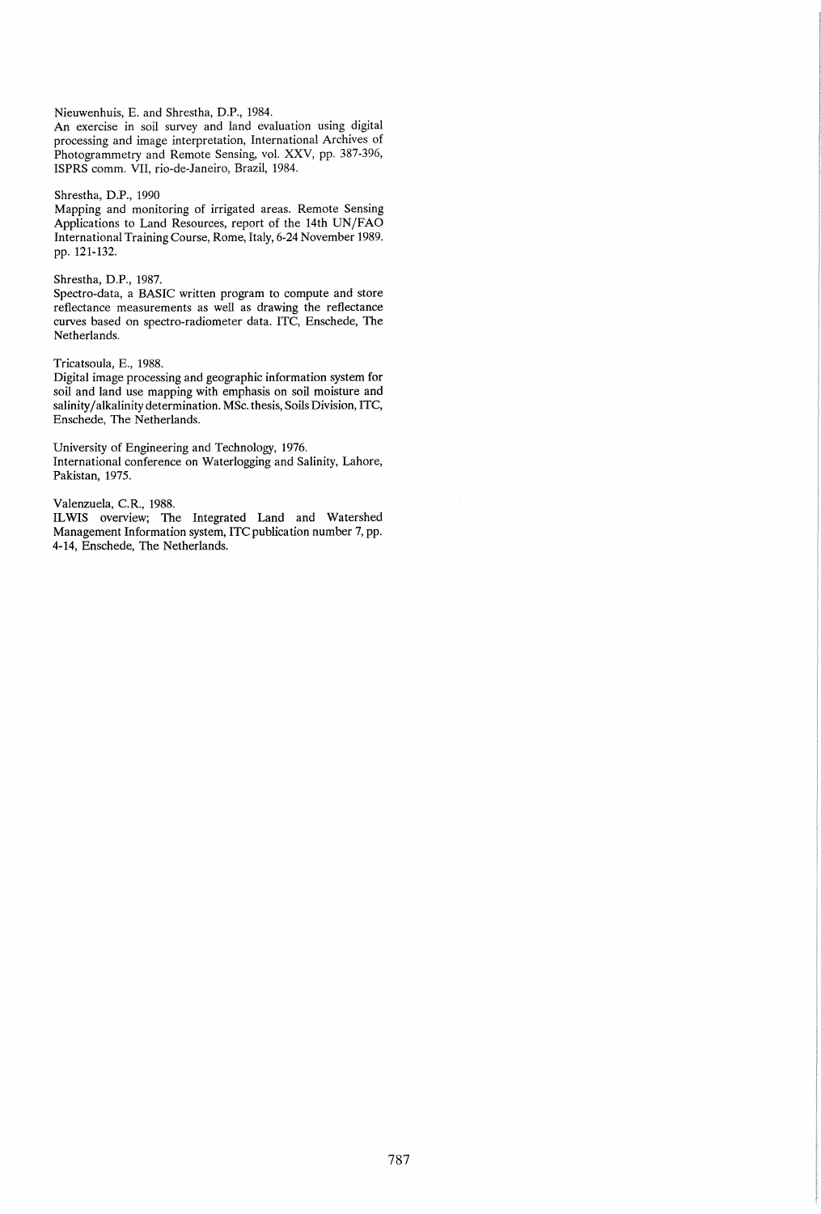Nieuwenhuis, E. and Shrestha, D.P., 1984.
An exercise in soil survey and land evaluation using digital processing and image interpretation, International Archives of Photogrammetry and Remote Sensing, vol. XXV, pp. 387-396, ISPRS comm. VII, rio-de-Janeiro, Brazil, 1984.

Shrestha, D.P., 1990
Mapping and monitoring of irrigated areas. Remote Sensing Applications to Land Resources, report of the 14th UN/FAO International Training Course, Rome, Italy, 6-24 November 1989. pp. 121-132.

Shrestha, D.P., 1987.
Spectro-data, a BASIC written program to compute and store reflectance measurements as well as drawing the reflectance curves based on spectro-radiometer data. ITC, Enschede, The Netherlands.

Tricatsoula, E., 1988.
Digital image processing and geographic information system for soil and land use mapping with emphasis on soil moisture and salinity/alkalinity determination. MSc. thesis, Soils Division, ITC, Enschede, The Netherlands.

University of Engineering and Technology, 1976.
International conference on Waterlogging and Salinity, Lahore, Pakistan, 1975.

Valenzuela, C.R., 1988.
ILWIS overview; The Integrated Land and Watershed Management Information system, ITC publication number 7, pp. 4-14, Enschede, The Netherlands.